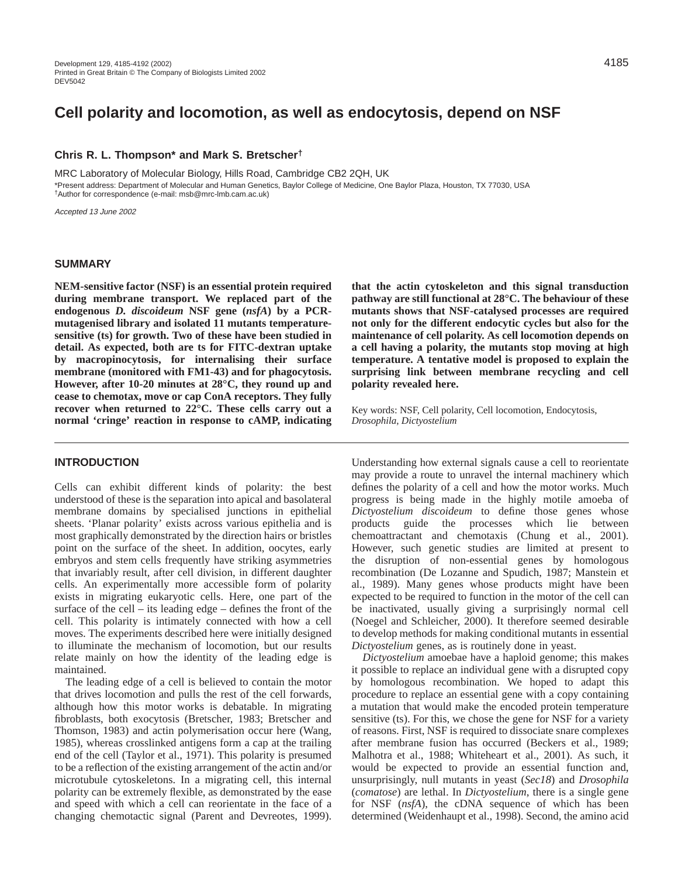# Cell polarity and locomotion, as well as endocytosis, depend on NSF

**Chris R. L. Thompson* and Mark S. Bretscher†**

MRC Laboratory of Molecular Biology, Hills Road, Cambridge CB2 2QH, UK

*Present address: Department of Molecular and Human Genetics, Baylor College of Medicine, One Baylor Plaza, Houston, TX 77030, USA

†Author for correspondence (e-mail: msb@mrc-lmb.cam.ac.uk)

*Accepted 13 June 2002*

## SUMMARY

**NEM-sensitive factor (NSF) is an essential protein required during membrane transport. We replaced part of the endogenous *D. discoideum* NSF gene (*nsfA*) by a PCR-mutagenised library and isolated 11 mutants temperature-sensitive (ts) for growth. Two of these have been studied in detail. As expected, both are ts for FITC-dextran uptake by macropinocytosis, for internalising their surface membrane (monitored with FM1-43) and for phagocytosis. However, after 10-20 minutes at 28°C, they round up and cease to chemotax, move or cap ConA receptors. They fully recover when returned to 22°C. These cells carry out a normal 'cringe' reaction in response to cAMP, indicating that the actin cytoskeleton and this signal transduction pathway are still functional at 28°C. The behaviour of these mutants shows that NSF-catalysed processes are required not only for the different endocytic cycles but also for the maintenance of cell polarity. As cell locomotion depends on a cell having a polarity, the mutants stop moving at high temperature. A tentative model is proposed to explain the surprising link between membrane recycling and cell polarity revealed here.**

Key words: NSF, Cell polarity, Cell locomotion, Endocytosis, *Drosophila*, *Dictyostelium*

## INTRODUCTION

Cells can exhibit different kinds of polarity: the best understood of these is the separation into apical and basolateral membrane domains by specialised junctions in epithelial sheets. 'Planar polarity' exists across various epithelia and is most graphically demonstrated by the direction hairs or bristles point on the surface of the sheet. In addition, oocytes, early embryos and stem cells frequently have striking asymmetries that invariably result, after cell division, in different daughter cells. An experimentally more accessible form of polarity exists in migrating eukaryotic cells. Here, one part of the surface of the cell – its leading edge – defines the front of the cell. This polarity is intimately connected with how a cell moves. The experiments described here were initially designed to illuminate the mechanism of locomotion, but our results relate mainly on how the identity of the leading edge is maintained.

The leading edge of a cell is believed to contain the motor that drives locomotion and pulls the rest of the cell forwards, although how this motor works is debatable. In migrating fibroblasts, both exocytosis (Bretscher, 1983; Bretscher and Thomson, 1983) and actin polymerisation occur here (Wang, 1985), whereas crosslinked antigens form a cap at the trailing end of the cell (Taylor et al., 1971). This polarity is presumed to be a reflection of the existing arrangement of the actin and/or microtubule cytoskeletons. In a migrating cell, this internal polarity can be extremely flexible, as demonstrated by the ease and speed with which a cell can reorientate in the face of a changing chemotactic signal (Parent and Devreotes, 1999). Understanding how external signals cause a cell to reorientate may provide a route to unravel the internal machinery which defines the polarity of a cell and how the motor works. Much progress is being made in the highly motile amoeba of *Dictyostelium discoideum* to define those genes whose products guide the processes which lie between chemoattractant and chemotaxis (Chung et al., 2001). However, such genetic studies are limited at present to the disruption of non-essential genes by homologous recombination (De Lozanne and Spudich, 1987; Manstein et al., 1989). Many genes whose products might have been expected to be required to function in the motor of the cell can be inactivated, usually giving a surprisingly normal cell (Noegel and Schleicher, 2000). It therefore seemed desirable to develop methods for making conditional mutants in essential *Dictyostelium* genes, as is routinely done in yeast.

*Dictyostelium* amoebae have a haploid genome; this makes it possible to replace an individual gene with a disrupted copy by homologous recombination. We hoped to adapt this procedure to replace an essential gene with a copy containing a mutation that would make the encoded protein temperature sensitive (ts). For this, we chose the gene for NSF for a variety of reasons. First, NSF is required to dissociate snare complexes after membrane fusion has occurred (Beckers et al., 1989; Malhotra et al., 1988; Whiteheart et al., 2001). As such, it would be expected to provide an essential function and, unsurprisingly, null mutants in yeast (*Sec18*) and *Drosophila* (*comatose*) are lethal. In *Dictyostelium*, there is a single gene for NSF (*nsfA*), the cDNA sequence of which has been determined (Weidenhaupt et al., 1998). Second, the amino acid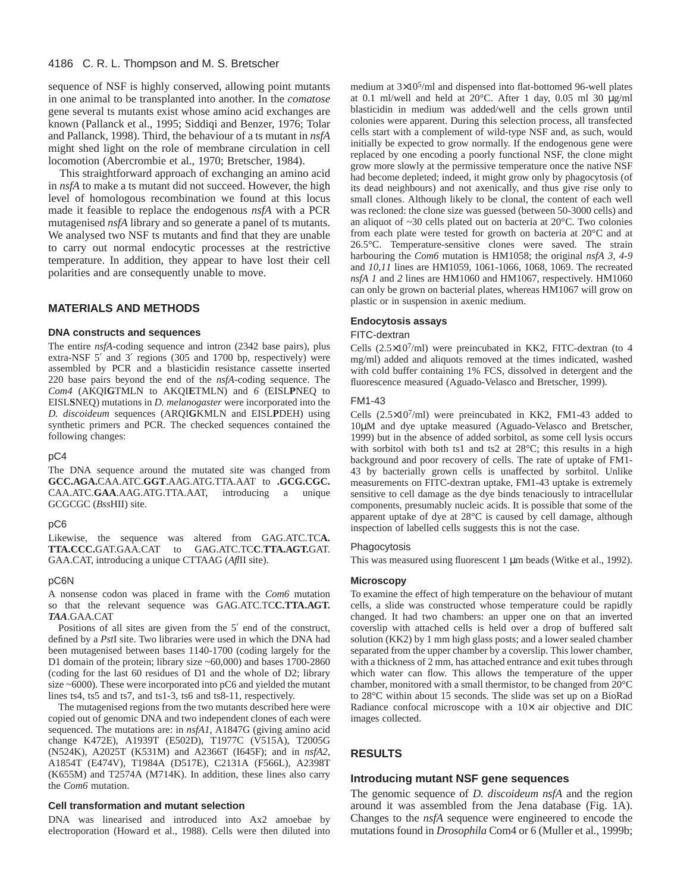sequence of NSF is highly conserved, allowing point mutants in one animal to be transplanted into another. In the *comatose* gene several ts mutants exist whose amino acid exchanges are known (Pallanck et al., 1995; Siddiqi and Benzer, 1976; Tolar and Pallanck, 1998). Third, the behaviour of a ts mutant in *nsfA* might shed light on the role of membrane circulation in cell locomotion (Abercrombie et al., 1970; Bretscher, 1984).

This straightforward approach of exchanging an amino acid in *nsfA* to make a ts mutant did not succeed. However, the high level of homologous recombination we found at this locus made it feasible to replace the endogenous *nsfA* with a PCR mutagenised *nsfA* library and so generate a panel of ts mutants. We analysed two NSF ts mutants and find that they are unable to carry out normal endocytic processes at the restrictive temperature. In addition, they appear to have lost their cell polarities and are consequently unable to move.

## MATERIALS AND METHODS

### DNA constructs and sequences

The entire *nsfA*-coding sequence and intron (2342 base pairs), plus extra-NSF 5′ and 3′ regions (305 and 1700 bp, respectively) were assembled by PCR and a blasticidin resistance cassette inserted 220 base pairs beyond the end of the *nsfA*-coding sequence. The *Com4* (AKQI**G**TMLN to AKQI**E**TMLN) and *6* (EISL**P**NEQ to EISL**S**NEQ) mutations in *D. melanogaster* were incorporated into the *D. discoideum* sequences (ARQI**G**KMLN and EISL**P**DEH) using synthetic primers and PCR. The checked sequences contained the following changes:

#### pC4

The DNA sequence around the mutated site was changed from **GCC.AGA.**CAA.ATC.**GGT**.AAG.ATG.TTA.AAT to **.GCG.CGC.** CAA.ATC.**GAA**.AAG.ATG.TTA.AAT, introducing a unique GCGCGC (*Bss*HII) site.

#### pC6

Likewise, the sequence was altered from GAG.ATC.TC**A. TTA.CCC.**GAT.GAA.CAT to GAG.ATC.TC**C**.**TTA.AGT.**GAT. GAA.CAT, introducing a unique CTTAAG (*Afl*II site).

#### pC6N

A nonsense codon was placed in frame with the *Com6* mutation so that the relevant sequence was GAG.ATC.TC**C.TTA.AGT.** ***TAA***.GAA.CAT

Positions of all sites are given from the 5′ end of the construct, defined by a *Pst*I site. Two libraries were used in which the DNA had been mutagenised between bases 1140-1700 (coding largely for the D1 domain of the protein; library size ~60,000) and bases 1700-2860 (coding for the last 60 residues of D1 and the whole of D2; library size ~6000). These were incorporated into pC6 and yielded the mutant lines ts4, ts5 and ts7, and ts1-3, ts6 and ts8-11, respectively.

The mutagenised regions from the two mutants described here were copied out of genomic DNA and two independent clones of each were sequenced. The mutations are: in *nsfA1*, A1847G (giving amino acid change K472E), A1939T (E502D), T1977C (V515A), T2005G (N524K), A2025T (K531M) and A2366T (I645F); and in *nsfA2*, A1854T (E474V), T1984A (D517E), C2131A (F566L), A2398T (K655M) and T2574A (M714K). In addition, these lines also carry the *Com6* mutation.

### Cell transformation and mutant selection

DNA was linearised and introduced into Ax2 amoebae by electroporation (Howard et al., 1988). Cells were then diluted into medium at $3\times10^5$/ml and dispensed into flat-bottomed 96-well plates at 0.1 ml/well and held at 20°C. After 1 day, 0.05 ml 30 μg/ml blasticidin in medium was added/well and the cells grown until colonies were apparent. During this selection process, all transfected cells start with a complement of wild-type NSF and, as such, would initially be expected to grow normally. If the endogenous gene were replaced by one encoding a poorly functional NSF, the clone might grow more slowly at the permissive temperature once the native NSF had become depleted; indeed, it might grow only by phagocytosis (of its dead neighbours) and not axenically, and thus give rise only to small clones. Although likely to be clonal, the content of each well was recloned: the clone size was guessed (between 50-3000 cells) and an aliquot of ~30 cells plated out on bacteria at 20°C. Two colonies from each plate were tested for growth on bacteria at 20°C and at 26.5°C. Temperature-sensitive clones were saved. The strain harbouring the *Com6* mutation is HM1058; the original *nsfA 3*, *4-9* and *10,11* lines are HM1059, 1061-1066, 1068, 1069. The recreated *nsfA 1* and *2* lines are HM1060 and HM1067, respectively. HM1060 can only be grown on bacterial plates, whereas HM1067 will grow on plastic or in suspension in axenic medium.

### Endocytosis assays

#### FITC-dextran

Cells ($2.5\times10^7$/ml) were preincubated in KK2, FITC-dextran (to 4 mg/ml) added and aliquots removed at the times indicated, washed with cold buffer containing 1% FCS, dissolved in detergent and the fluorescence measured (Aguado-Velasco and Bretscher, 1999).

#### FM1-43

Cells ($2.5\times10^7$/ml) were preincubated in KK2, FM1-43 added to 10μM and dye uptake measured (Aguado-Velasco and Bretscher, 1999) but in the absence of added sorbitol, as some cell lysis occurs with sorbitol with both ts1 and ts2 at 28°C; this results in a high background and poor recovery of cells. The rate of uptake of FM1-43 by bacterially grown cells is unaffected by sorbitol. Unlike measurements on FITC-dextran uptake, FM1-43 uptake is extremely sensitive to cell damage as the dye binds tenaciously to intracellular components, presumably nucleic acids. It is possible that some of the apparent uptake of dye at 28°C is caused by cell damage, although inspection of labelled cells suggests this is not the case.

#### Phagocytosis

This was measured using fluorescent 1 μm beads (Witke et al., 1992).

### Microscopy

To examine the effect of high temperature on the behaviour of mutant cells, a slide was constructed whose temperature could be rapidly changed. It had two chambers: an upper one on that an inverted coverslip with attached cells is held over a drop of buffered salt solution (KK2) by 1 mm high glass posts; and a lower sealed chamber separated from the upper chamber by a coverslip. This lower chamber, with a thickness of 2 mm, has attached entrance and exit tubes through which water can flow. This allows the temperature of the upper chamber, monitored with a small thermistor, to be changed from 20°C to 28°C within about 15 seconds. The slide was set up on a BioRad Radiance confocal microscope with a 10× air objective and DIC images collected.

## RESULTS

### Introducing mutant NSF gene sequences

The genomic sequence of *D. discoideum nsfA* and the region around it was assembled from the Jena database (Fig. 1A). Changes to the *nsfA* sequence were engineered to encode the mutations found in *Drosophila* Com4 or 6 (Muller et al., 1999b;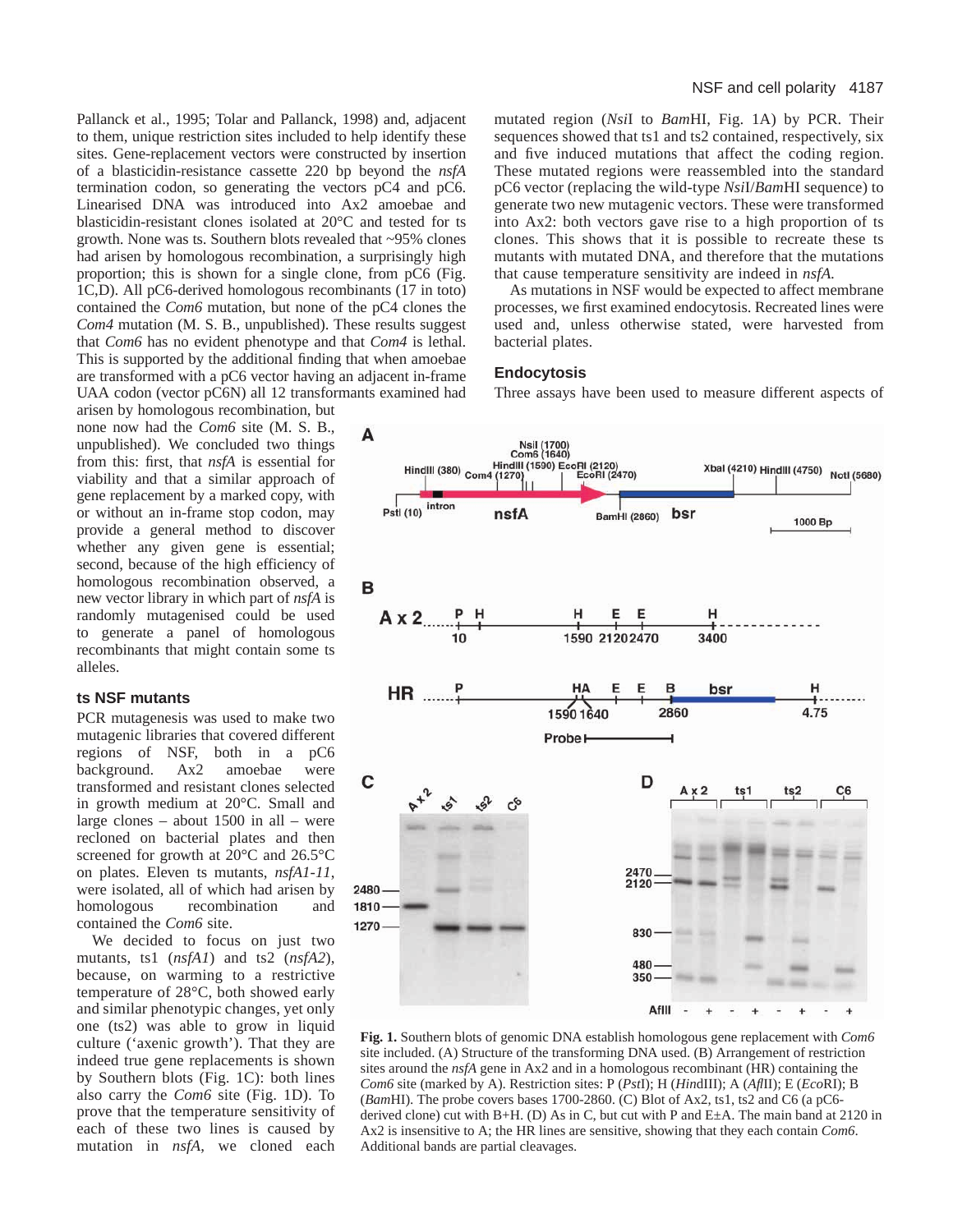Pallanck et al., 1995; Tolar and Pallanck, 1998) and, adjacent to them, unique restriction sites included to help identify these sites. Gene-replacement vectors were constructed by insertion of a blasticidin-resistance cassette 220 bp beyond the *nsfA* termination codon, so generating the vectors pC4 and pC6. Linearised DNA was introduced into Ax2 amoebae and blasticidin-resistant clones isolated at 20°C and tested for ts growth. None was ts. Southern blots revealed that ~95% clones had arisen by homologous recombination, a surprisingly high proportion; this is shown for a single clone, from pC6 (Fig. 1C,D). All pC6-derived homologous recombinants (17 in toto) contained the *Com6* mutation, but none of the pC4 clones the *Com4* mutation (M. S. B., unpublished). These results suggest that *Com6* has no evident phenotype and that *Com4* is lethal. This is supported by the additional finding that when amoebae are transformed with a pC6 vector having an adjacent in-frame UAA codon (vector pC6N) all 12 transformants examined had arisen by homologous recombination, but none now had the *Com6* site (M. S. B., unpublished). We concluded two things from this: first, that *nsfA* is essential for viability and that a similar approach of gene replacement by a marked copy, with or without an in-frame stop codon, may provide a general method to discover whether any given gene is essential; second, because of the high efficiency of homologous recombination observed, a new vector library in which part of *nsfA* is randomly mutagenised could be used to generate a panel of homologous recombinants that might contain some ts alleles.

### ts NSF mutants

PCR mutagenesis was used to make two mutagenic libraries that covered different regions of NSF, both in a pC6 background. Ax2 amoebae were transformed and resistant clones selected in growth medium at 20°C. Small and large clones – about 1500 in all – were recloned on bacterial plates and then screened for growth at 20°C and 26.5°C on plates. Eleven ts mutants, *nsfA1-11*, were isolated, all of which had arisen by homologous recombination and contained the *Com6* site.

We decided to focus on just two mutants, ts1 (*nsfA1*) and ts2 (*nsfA2*), because, on warming to a restrictive temperature of 28°C, both showed early and similar phenotypic changes, yet only one (ts2) was able to grow in liquid culture ('axenic growth'). That they are indeed true gene replacements is shown by Southern blots (Fig. 1C): both lines also carry the *Com6* site (Fig. 1D). To prove that the temperature sensitivity of each of these two lines is caused by mutation in *nsfA*, we cloned each mutated region (*Nsi*I to *Bam*HI, Fig. 1A) by PCR. Their sequences showed that ts1 and ts2 contained, respectively, six and five induced mutations that affect the coding region. These mutated regions were reassembled into the standard pC6 vector (replacing the wild-type *Nsi*I/*Bam*HI sequence) to generate two new mutagenic vectors. These were transformed into Ax2: both vectors gave rise to a high proportion of ts clones. This shows that it is possible to recreate these ts mutants with mutated DNA, and therefore that the mutations that cause temperature sensitivity are indeed in *nsfA*.

As mutations in NSF would be expected to affect membrane processes, we first examined endocytosis. Recreated lines were used and, unless otherwise stated, were harvested from bacterial plates.

### Endocytosis

Three assays have been used to measure different aspects of

**Fig. 1.** Southern blots of genomic DNA establish homologous gene replacement with *Com6* site included. (A) Structure of the transforming DNA used. (B) Arrangement of restriction sites around the *nsfA* gene in Ax2 and in a homologous recombinant (HR) containing the *Com6* site (marked by A). Restriction sites: P (*Pst*I); H (*Hin*dIII); A (*Afl*II); E (*Eco*RI); B (*Bam*HI). The probe covers bases 1700-2860. (C) Blot of Ax2, ts1, ts2 and C6 (a pC6-derived clone) cut with B+H. (D) As in C, but cut with P and E±A. The main band at 2120 in Ax2 is insensitive to A; the HR lines are sensitive, showing that they each contain *Com6*. Additional bands are partial cleavages.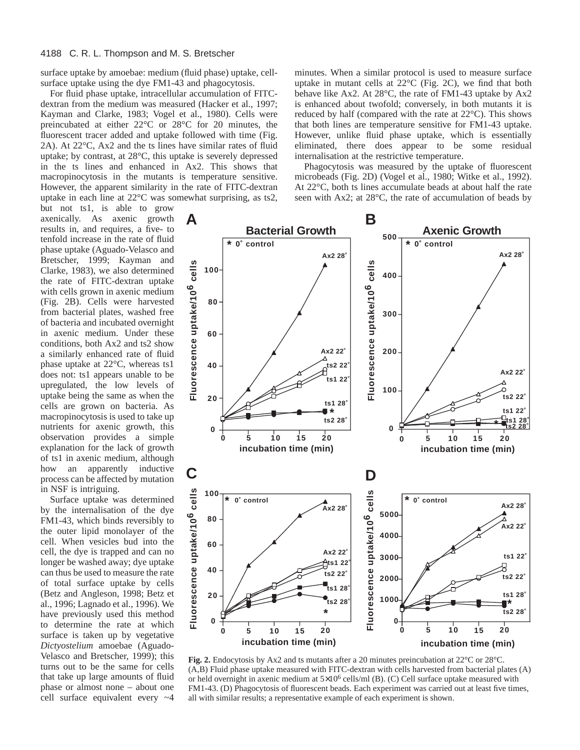surface uptake by amoebae: medium (fluid phase) uptake, cell-surface uptake using the dye FM1-43 and phagocytosis.

For fluid phase uptake, intracellular accumulation of FITC-dextran from the medium was measured (Hacker et al., 1997; Kayman and Clarke, 1983; Vogel et al., 1980). Cells were preincubated at either 22°C or 28°C for 20 minutes, the fluorescent tracer added and uptake followed with time (Fig. 2A). At 22°C, Ax2 and the ts lines have similar rates of fluid uptake; by contrast, at 28°C, this uptake is severely depressed in the ts lines and enhanced in Ax2. This shows that macropinocytosis in the mutants is temperature sensitive. However, the apparent similarity in the rate of FITC-dextran uptake in each line at 22°C was somewhat surprising, as ts2, but not ts1, is able to grow axenically. As axenic growth results in, and requires, a five- to tenfold increase in the rate of fluid phase uptake (Aguado-Velasco and Bretscher, 1999; Kayman and Clarke, 1983), we also determined the rate of FITC-dextran uptake with cells grown in axenic medium (Fig. 2B). Cells were harvested from bacterial plates, washed free of bacteria and incubated overnight in axenic medium. Under these conditions, both Ax2 and ts2 show a similarly enhanced rate of fluid phase uptake at 22°C, whereas ts1 does not: ts1 appears unable to be upregulated, the low levels of uptake being the same as when the cells are grown on bacteria. As macropinocytosis is used to take up nutrients for axenic growth, this observation provides a simple explanation for the lack of growth of ts1 in axenic medium, although how an apparently inductive process can be affected by mutation in NSF is intriguing.

Surface uptake was determined by the internalisation of the dye FM1-43, which binds reversibly to the outer lipid monolayer of the cell. When vesicles bud into the cell, the dye is trapped and can no longer be washed away; dye uptake can thus be used to measure the rate of total surface uptake by cells (Betz and Angleson, 1998; Betz et al., 1996; Lagnado et al., 1996). We have previously used this method to determine the rate at which surface is taken up by vegetative *Dictyostelium* amoebae (Aguado-Velasco and Bretscher, 1999); this turns out to be the same for cells that take up large amounts of fluid phase or almost none – about one cell surface equivalent every ~4 minutes. When a similar protocol is used to measure surface uptake in mutant cells at 22°C (Fig. 2C), we find that both behave like Ax2. At 28°C, the rate of FM1-43 uptake by Ax2 is enhanced about twofold; conversely, in both mutants it is reduced by half (compared with the rate at 22°C). This shows that both lines are temperature sensitive for FM1-43 uptake. However, unlike fluid phase uptake, which is essentially eliminated, there does appear to be some residual internalisation at the restrictive temperature.

Phagocytosis was measured by the uptake of fluorescent microbeads (Fig. 2D) (Vogel et al., 1980; Witke et al., 1992). At 22°C, both ts lines accumulate beads at about half the rate seen with Ax2; at 28°C, the rate of accumulation of beads by

**Fig. 2.** Endocytosis by Ax2 and ts mutants after a 20 minutes preincubation at 22°C or 28°C. (A,B) Fluid phase uptake measured with FITC-dextran with cells harvested from bacterial plates (A) or held overnight in axenic medium at $5\times10^6$ cells/ml (B). (C) Cell surface uptake measured with FM1-43. (D) Phagocytosis of fluorescent beads. Each experiment was carried out at least five times, all with similar results; a representative example of each experiment is shown.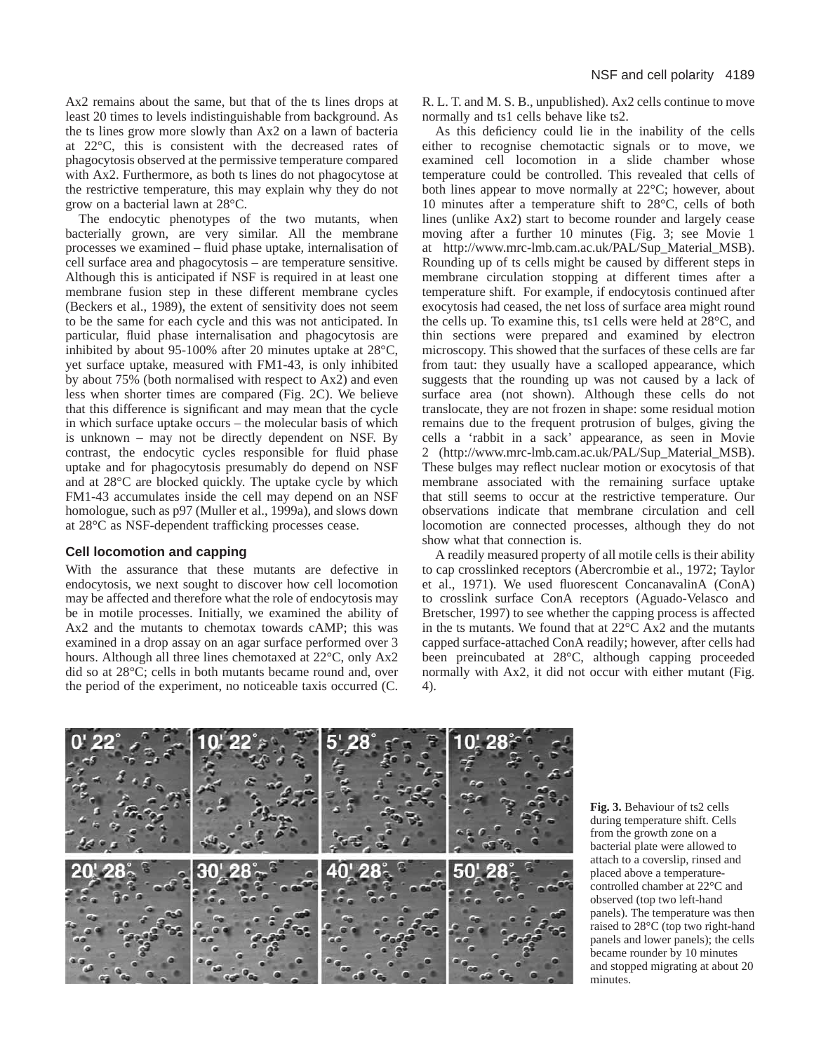Ax2 remains about the same, but that of the ts lines drops at least 20 times to levels indistinguishable from background. As the ts lines grow more slowly than Ax2 on a lawn of bacteria at 22°C, this is consistent with the decreased rates of phagocytosis observed at the permissive temperature compared with Ax2. Furthermore, as both ts lines do not phagocytose at the restrictive temperature, this may explain why they do not grow on a bacterial lawn at 28°C.

The endocytic phenotypes of the two mutants, when bacterially grown, are very similar. All the membrane processes we examined – fluid phase uptake, internalisation of cell surface area and phagocytosis – are temperature sensitive. Although this is anticipated if NSF is required in at least one membrane fusion step in these different membrane cycles (Beckers et al., 1989), the extent of sensitivity does not seem to be the same for each cycle and this was not anticipated. In particular, fluid phase internalisation and phagocytosis are inhibited by about 95-100% after 20 minutes uptake at 28°C, yet surface uptake, measured with FM1-43, is only inhibited by about 75% (both normalised with respect to Ax2) and even less when shorter times are compared (Fig. 2C). We believe that this difference is significant and may mean that the cycle in which surface uptake occurs – the molecular basis of which is unknown – may not be directly dependent on NSF. By contrast, the endocytic cycles responsible for fluid phase uptake and for phagocytosis presumably do depend on NSF and at 28°C are blocked quickly. The uptake cycle by which FM1-43 accumulates inside the cell may depend on an NSF homologue, such as p97 (Muller et al., 1999a), and slows down at 28°C as NSF-dependent trafficking processes cease.

### Cell locomotion and capping

With the assurance that these mutants are defective in endocytosis, we next sought to discover how cell locomotion may be affected and therefore what the role of endocytosis may be in motile processes. Initially, we examined the ability of Ax2 and the mutants to chemotax towards cAMP; this was examined in a drop assay on an agar surface performed over 3 hours. Although all three lines chemotaxed at 22°C, only Ax2 did so at 28°C; cells in both mutants became round and, over the period of the experiment, no noticeable taxis occurred (C. R. L. T. and M. S. B., unpublished). Ax2 cells continue to move normally and ts1 cells behave like ts2.

As this deficiency could lie in the inability of the cells either to recognise chemotactic signals or to move, we examined cell locomotion in a slide chamber whose temperature could be controlled. This revealed that cells of both lines appear to move normally at 22°C; however, about 10 minutes after a temperature shift to 28°C, cells of both lines (unlike Ax2) start to become rounder and largely cease moving after a further 10 minutes (Fig. 3; see Movie 1 at http://www.mrc-lmb.cam.ac.uk/PAL/Sup_Material_MSB). Rounding up of ts cells might be caused by different steps in membrane circulation stopping at different times after a temperature shift. For example, if endocytosis continued after exocytosis had ceased, the net loss of surface area might round the cells up. To examine this, ts1 cells were held at 28°C, and thin sections were prepared and examined by electron microscopy. This showed that the surfaces of these cells are far from taut: they usually have a scalloped appearance, which suggests that the rounding up was not caused by a lack of surface area (not shown). Although these cells do not translocate, they are not frozen in shape: some residual motion remains due to the frequent protrusion of bulges, giving the cells a 'rabbit in a sack' appearance, as seen in Movie 2 (http://www.mrc-lmb.cam.ac.uk/PAL/Sup_Material_MSB). These bulges may reflect nuclear motion or exocytosis of that membrane associated with the remaining surface uptake that still seems to occur at the restrictive temperature. Our observations indicate that membrane circulation and cell locomotion are connected processes, although they do not show what that connection is.

A readily measured property of all motile cells is their ability to cap crosslinked receptors (Abercrombie et al., 1972; Taylor et al., 1971). We used fluorescent ConcanavalinA (ConA) to crosslink surface ConA receptors (Aguado-Velasco and Bretscher, 1997) to see whether the capping process is affected in the ts mutants. We found that at 22°C Ax2 and the mutants capped surface-attached ConA readily; however, after cells had been preincubated at 28°C, although capping proceeded normally with Ax2, it did not occur with either mutant (Fig. 4).

**Fig. 3.** Behaviour of ts2 cells during temperature shift. Cells from the growth zone on a bacterial plate were allowed to attach to a coverslip, rinsed and placed above a temperature-controlled chamber at 22°C and observed (top two left-hand panels). The temperature was then raised to 28°C (top two right-hand panels and lower panels); the cells became rounder by 10 minutes and stopped migrating at about 20 minutes.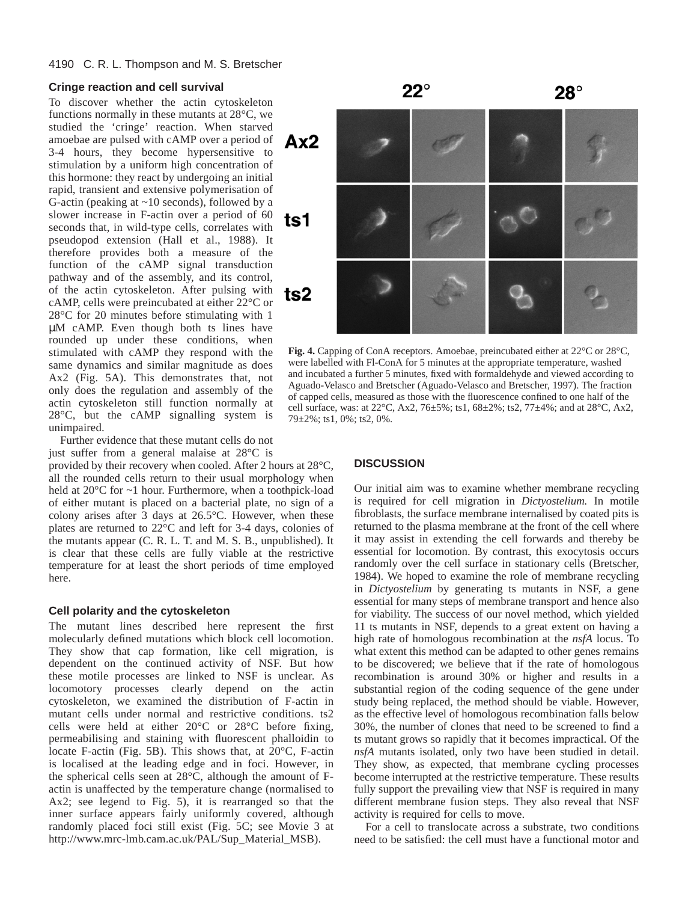### Cringe reaction and cell survival

To discover whether the actin cytoskeleton functions normally in these mutants at 28°C, we studied the 'cringe' reaction. When starved amoebae are pulsed with cAMP over a period of 3-4 hours, they become hypersensitive to stimulation by a uniform high concentration of this hormone: they react by undergoing an initial rapid, transient and extensive polymerisation of G-actin (peaking at ~10 seconds), followed by a slower increase in F-actin over a period of 60 seconds that, in wild-type cells, correlates with pseudopod extension (Hall et al., 1988). It therefore provides both a measure of the function of the cAMP signal transduction pathway and of the assembly, and its control, of the actin cytoskeleton. After pulsing with cAMP, cells were preincubated at either 22°C or 28°C for 20 minutes before stimulating with 1 μM cAMP. Even though both ts lines have rounded up under these conditions, when stimulated with cAMP they respond with the same dynamics and similar magnitude as does Ax2 (Fig. 5A). This demonstrates that, not only does the regulation and assembly of the actin cytoskeleton still function normally at 28°C, but the cAMP signalling system is unimpaired.

Further evidence that these mutant cells do not just suffer from a general malaise at 28°C is provided by their recovery when cooled. After 2 hours at 28°C, all the rounded cells return to their usual morphology when held at 20°C for ~1 hour. Furthermore, when a toothpick-load of either mutant is placed on a bacterial plate, no sign of a colony arises after 3 days at 26.5°C. However, when these plates are returned to 22°C and left for 3-4 days, colonies of the mutants appear (C. R. L. T. and M. S. B., unpublished). It is clear that these cells are fully viable at the restrictive temperature for at least the short periods of time employed here.

### Cell polarity and the cytoskeleton

The mutant lines described here represent the first molecularly defined mutations which block cell locomotion. They show that cap formation, like cell migration, is dependent on the continued activity of NSF. But how these motile processes are linked to NSF is unclear. As locomotory processes clearly depend on the actin cytoskeleton, we examined the distribution of F-actin in mutant cells under normal and restrictive conditions. ts2 cells were held at either 20°C or 28°C before fixing, permeabilising and staining with fluorescent phalloidin to locate F-actin (Fig. 5B). This shows that, at 20°C, F-actin is localised at the leading edge and in foci. However, in the spherical cells seen at 28°C, although the amount of F-actin is unaffected by the temperature change (normalised to Ax2; see legend to Fig. 5), it is rearranged so that the inner surface appears fairly uniformly covered, although randomly placed foci still exist (Fig. 5C; see Movie 3 at http://www.mrc-lmb.cam.ac.uk/PAL/Sup_Material_MSB).

**Fig. 4.** Capping of ConA receptors. Amoebae, preincubated either at 22°C or 28°C, were labelled with Fl-ConA for 5 minutes at the appropriate temperature, washed and incubated a further 5 minutes, fixed with formaldehyde and viewed according to Aguado-Velasco and Bretscher (Aguado-Velasco and Bretscher, 1997). The fraction of capped cells, measured as those with the fluorescence confined to one half of the cell surface, was: at 22°C, Ax2, 76±5%; ts1, 68±2%; ts2, 77±4%; and at 28°C, Ax2, 79±2%; ts1, 0%; ts2, 0%.

## DISCUSSION

Our initial aim was to examine whether membrane recycling is required for cell migration in *Dictyostelium.* In motile fibroblasts, the surface membrane internalised by coated pits is returned to the plasma membrane at the front of the cell where it may assist in extending the cell forwards and thereby be essential for locomotion. By contrast, this exocytosis occurs randomly over the cell surface in stationary cells (Bretscher, 1984). We hoped to examine the role of membrane recycling in *Dictyostelium* by generating ts mutants in NSF, a gene essential for many steps of membrane transport and hence also for viability. The success of our novel method, which yielded 11 ts mutants in NSF, depends to a great extent on having a high rate of homologous recombination at the *nsfA* locus. To what extent this method can be adapted to other genes remains to be discovered; we believe that if the rate of homologous recombination is around 30% or higher and results in a substantial region of the coding sequence of the gene under study being replaced, the method should be viable. However, as the effective level of homologous recombination falls below 30%, the number of clones that need to be screened to find a ts mutant grows so rapidly that it becomes impractical. Of the *nsfA* mutants isolated, only two have been studied in detail. They show, as expected, that membrane cycling processes become interrupted at the restrictive temperature. These results fully support the prevailing view that NSF is required in many different membrane fusion steps. They also reveal that NSF activity is required for cells to move.

For a cell to translocate across a substrate, two conditions need to be satisfied: the cell must have a functional motor and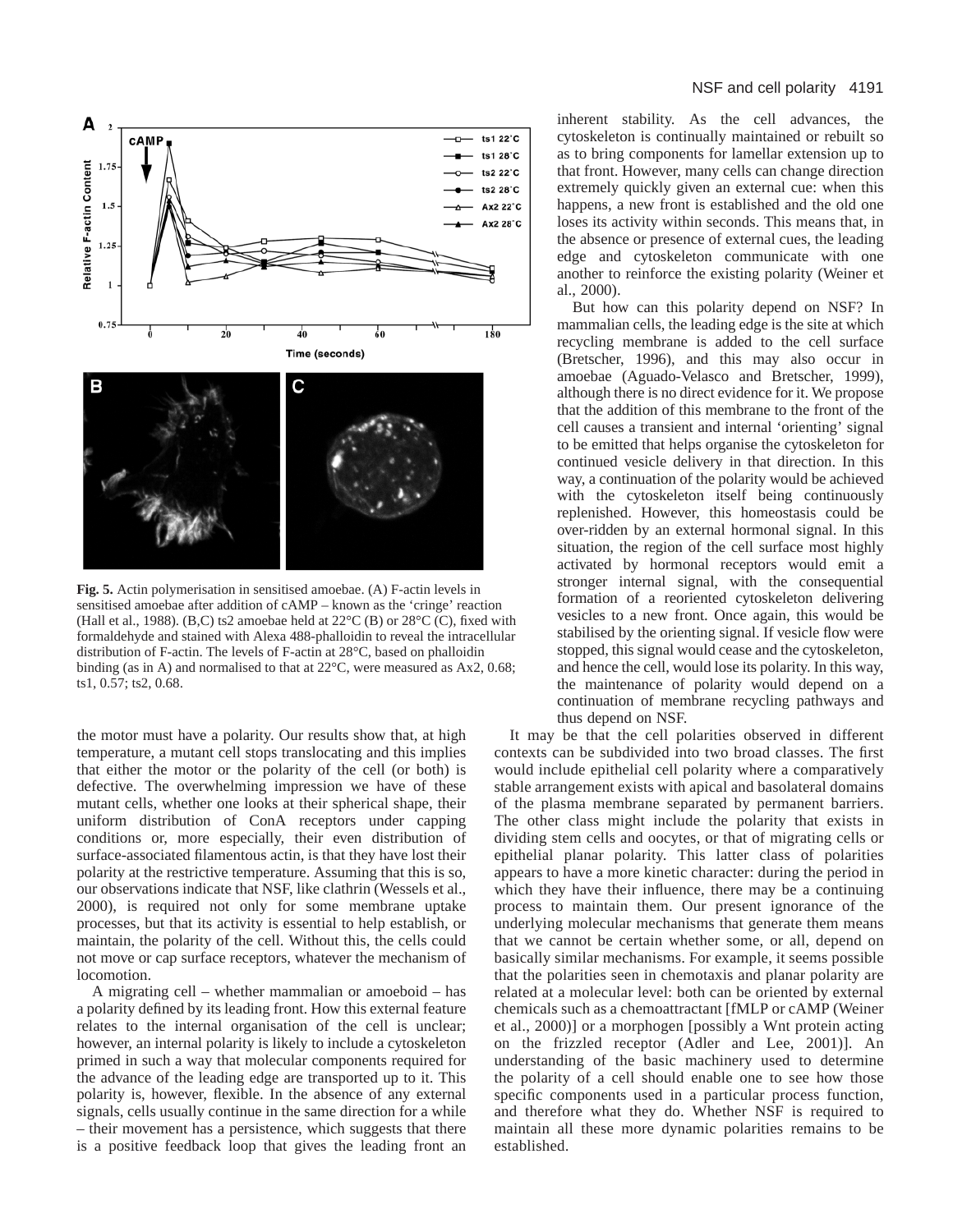**Fig. 5.** Actin polymerisation in sensitised amoebae. (A) F-actin levels in sensitised amoebae after addition of cAMP – known as the 'cringe' reaction (Hall et al., 1988). (B,C) ts2 amoebae held at 22°C (B) or 28°C (C), fixed with formaldehyde and stained with Alexa 488-phalloidin to reveal the intracellular distribution of F-actin. The levels of F-actin at 28°C, based on phalloidin binding (as in A) and normalised to that at 22°C, were measured as Ax2, 0.68; ts1, 0.57; ts2, 0.68.

the motor must have a polarity. Our results show that, at high temperature, a mutant cell stops translocating and this implies that either the motor or the polarity of the cell (or both) is defective. The overwhelming impression we have of these mutant cells, whether one looks at their spherical shape, their uniform distribution of ConA receptors under capping conditions or, more especially, their even distribution of surface-associated filamentous actin, is that they have lost their polarity at the restrictive temperature. Assuming that this is so, our observations indicate that NSF, like clathrin (Wessels et al., 2000), is required not only for some membrane uptake processes, but that its activity is essential to help establish, or maintain, the polarity of the cell. Without this, the cells could not move or cap surface receptors, whatever the mechanism of locomotion.

A migrating cell – whether mammalian or amoeboid – has a polarity defined by its leading front. How this external feature relates to the internal organisation of the cell is unclear; however, an internal polarity is likely to include a cytoskeleton primed in such a way that molecular components required for the advance of the leading edge are transported up to it. This polarity is, however, flexible. In the absence of any external signals, cells usually continue in the same direction for a while – their movement has a persistence, which suggests that there is a positive feedback loop that gives the leading front an inherent stability. As the cell advances, the cytoskeleton is continually maintained or rebuilt so as to bring components for lamellar extension up to that front. However, many cells can change direction extremely quickly given an external cue: when this happens, a new front is established and the old one loses its activity within seconds. This means that, in the absence or presence of external cues, the leading edge and cytoskeleton communicate with one another to reinforce the existing polarity (Weiner et al., 2000).

But how can this polarity depend on NSF? In mammalian cells, the leading edge is the site at which recycling membrane is added to the cell surface (Bretscher, 1996), and this may also occur in amoebae (Aguado-Velasco and Bretscher, 1999), although there is no direct evidence for it. We propose that the addition of this membrane to the front of the cell causes a transient and internal 'orienting' signal to be emitted that helps organise the cytoskeleton for continued vesicle delivery in that direction. In this way, a continuation of the polarity would be achieved with the cytoskeleton itself being continuously replenished. However, this homeostasis could be over-ridden by an external hormonal signal. In this situation, the region of the cell surface most highly activated by hormonal receptors would emit a stronger internal signal, with the consequential formation of a reoriented cytoskeleton delivering vesicles to a new front. Once again, this would be stabilised by the orienting signal. If vesicle flow were stopped, this signal would cease and the cytoskeleton, and hence the cell, would lose its polarity. In this way, the maintenance of polarity would depend on a continuation of membrane recycling pathways and thus depend on NSF.

It may be that the cell polarities observed in different contexts can be subdivided into two broad classes. The first would include epithelial cell polarity where a comparatively stable arrangement exists with apical and basolateral domains of the plasma membrane separated by permanent barriers. The other class might include the polarity that exists in dividing stem cells and oocytes, or that of migrating cells or epithelial planar polarity. This latter class of polarities appears to have a more kinetic character: during the period in which they have their influence, there may be a continuing process to maintain them. Our present ignorance of the underlying molecular mechanisms that generate them means that we cannot be certain whether some, or all, depend on basically similar mechanisms. For example, it seems possible that the polarities seen in chemotaxis and planar polarity are related at a molecular level: both can be oriented by external chemicals such as a chemoattractant [fMLP or cAMP (Weiner et al., 2000)] or a morphogen [possibly a Wnt protein acting on the frizzled receptor (Adler and Lee, 2001)]. An understanding of the basic machinery used to determine the polarity of a cell should enable one to see how those specific components used in a particular process function, and therefore what they do. Whether NSF is required to maintain all these more dynamic polarities remains to be established.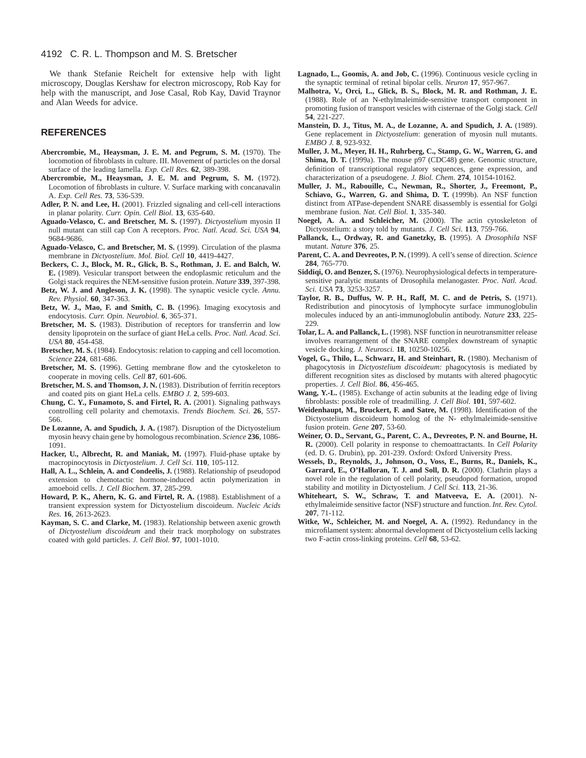We thank Stefanie Reichelt for extensive help with light microscopy, Douglas Kershaw for electron microscopy, Rob Kay for help with the manuscript, and Jose Casal, Rob Kay, David Traynor and Alan Weeds for advice.

## REFERENCES

**Abercrombie, M., Heaysman, J. E. M. and Pegrum, S. M.** (1970). The locomotion of fibroblasts in culture. III. Movement of particles on the dorsal surface of the leading lamella. *Exp. Cell Res.* **62**, 389-398.

**Abercrombie, M., Heaysman, J. E. M. and Pegrum, S. M.** (1972). Locomotion of fibroblasts in culture. V. Surface marking with concanavalin A. *Exp. Cell Res.* **73**, 536-539.

**Adler, P. N. and Lee, H.** (2001). Frizzled signaling and cell-cell interactions in planar polarity. *Curr. Opin. Cell Biol.* **13**, 635-640.

**Aguado-Velasco, C. and Bretscher, M. S.** (1997). *Dictyostelium* myosin II null mutant can still cap Con A receptors. *Proc. Natl. Acad. Sci. USA* **94**, 9684-9686.

**Aguado-Velasco, C. and Bretscher, M. S.** (1999). Circulation of the plasma membrane in *Dictyostelium*. *Mol. Biol. Cell* **10**, 4419-4427.

**Beckers, C. J., Block, M. R., Glick, B. S., Rothman, J. E. and Balch, W. E.** (1989). Vesicular transport between the endoplasmic reticulum and the Golgi stack requires the NEM-sensitive fusion protein. *Nature* **339**, 397-398.

**Betz, W. J. and Angleson, J. K.** (1998). The synaptic vesicle cycle. *Annu. Rev. Physiol.* **60**, 347-363.

**Betz, W. J., Mao, F. and Smith, C. B.** (1996). Imaging exocytosis and endocytosis. *Curr. Opin. Neurobiol.* **6**, 365-371.

**Bretscher, M. S.** (1983). Distribution of receptors for transferrin and low density lipoprotein on the surface of giant HeLa cells. *Proc. Natl. Acad. Sci. USA* **80**, 454-458.

**Bretscher, M. S.** (1984). Endocytosis: relation to capping and cell locomotion. *Science* **224**, 681-686.

**Bretscher, M. S.** (1996). Getting membrane flow and the cytoskeleton to cooperate in moving cells. *Cell* **87**, 601-606.

**Bretscher, M. S. and Thomson, J. N.** (1983). Distribution of ferritin receptors and coated pits on giant HeLa cells. *EMBO J.* **2**, 599-603.

**Chung, C. Y., Funamoto, S. and Firtel, R. A.** (2001). Signaling pathways controlling cell polarity and chemotaxis. *Trends Biochem. Sci.* **26**, 557-566.

**De Lozanne, A. and Spudich, J. A.** (1987). Disruption of the Dictyostelium myosin heavy chain gene by homologous recombination. *Science* **236**, 1086-1091.

**Hacker, U., Albrecht, R. and Maniak, M.** (1997). Fluid-phase uptake by macropinocytosis in *Dictyostelium*. *J. Cell Sci.* **110**, 105-112.

**Hall, A. L., Schlein, A. and Condeelis, J.** (1988). Relationship of pseudopod extension to chemotactic hormone-induced actin polymerization in amoeboid cells. *J. Cell Biochem.* **37**, 285-299.

**Howard, P. K., Ahern, K. G. and Firtel, R. A.** (1988). Establishment of a transient expression system for Dictyostelium discoideum. *Nucleic Acids Res.* **16**, 2613-2623.

**Kayman, S. C. and Clarke, M.** (1983). Relationship between axenic growth of *Dictyostelium discoideum* and their track morphology on substrates coated with gold particles. *J. Cell Biol.* **97**, 1001-1010.

**Lagnado, L., Goomis, A. and Job, C.** (1996). Continuous vesicle cycling in the synaptic terminal of retinal bipolar cells. *Neuron* **17**, 957-967.

**Malhotra, V., Orci, L., Glick, B. S., Block, M. R. and Rothman, J. E.** (1988). Role of an N-ethylmaleimide-sensitive transport component in promoting fusion of transport vesicles with cisternae of the Golgi stack. *Cell* **54**, 221-227.

**Manstein, D. J., Titus, M. A., de Lozanne, A. and Spudich, J. A.** (1989). Gene replacement in *Dictyostelium*: generation of myosin null mutants. *EMBO J.* **8**, 923-932.

**Muller, J. M., Meyer, H. H., Ruhrberg, C., Stamp, G. W., Warren, G. and Shima, D. T.** (1999a). The mouse p97 (CDC48) gene. Genomic structure, definition of transcriptional regulatory sequences, gene expression, and characterization of a pseudogene. *J. Biol. Chem.* **274**, 10154-10162.

**Muller, J. M., Rabouille, C., Newman, R., Shorter, J., Freemont, P., Schiavo, G., Warren, G. and Shima, D. T.** (1999b). An NSF function distinct from ATPase-dependent SNARE disassembly is essential for Golgi membrane fusion. *Nat. Cell Biol.* **1**, 335-340.

**Noegel, A. A. and Schleicher, M.** (2000). The actin cytoskeleton of Dictyostelium: a story told by mutants. *J. Cell Sci.* **113**, 759-766.

**Pallanck, L., Ordway, R. and Ganetzky, B.** (1995). A *Drosophila* NSF mutant. *Nature* **376**, 25.

**Parent, C. A. and Devreotes, P. N.** (1999). A cell's sense of direction. *Science* **284**, 765-770.

**Siddiqi, O. and Benzer, S.** (1976). Neurophysiological defects in temperature-sensitive paralytic mutants of Drosophila melanogaster. *Proc. Natl. Acad. Sci. USA* **73**, 3253-3257.

**Taylor, R. B., Duffus, W. P. H., Raff, M. C. and de Petris, S.** (1971). Redistribution and pinocytosis of lymphocyte surface immunoglobulin molecules induced by an anti-immunoglobulin antibody. *Nature* **233**, 225-229.

**Tolar, L. A. and Pallanck, L.** (1998). NSF function in neurotransmitter release involves rearrangement of the SNARE complex downstream of synaptic vesicle docking. *J. Neurosci.* **18**, 10250-10256.

**Vogel, G., Thilo, L., Schwarz, H. and Steinhart, R.** (1980). Mechanism of phagocytosis in *Dictyostelium discoideum:* phagocytosis is mediated by different recognition sites as disclosed by mutants with altered phagocytic properties. *J. Cell Biol.* **86**, 456-465.

**Wang, Y.-L.** (1985). Exchange of actin subunits at the leading edge of living fibroblasts: possible role of treadmilling. *J. Cell Biol.* **101**, 597-602.

**Weidenhaupt, M., Bruckert, F. and Satre, M.** (1998). Identification of the Dictyostelium discoideum homolog of the N- ethylmaleimide-sensitive fusion protein. *Gene* **207**, 53-60.

**Weiner, O. D., Servant, G., Parent, C. A., Devreotes, P. N. and Bourne, H. R.** (2000). Cell polarity in response to chemoattractants. In *Cell Polarity* (ed. D. G. Drubin), pp. 201-239. Oxford: Oxford University Press.

**Wessels, D., Reynolds, J., Johnson, O., Voss, E., Burns, R., Daniels, K., Garrard, E., O'Halloran, T. J. and Soll, D. R.** (2000). Clathrin plays a novel role in the regulation of cell polarity, pseudopod formation, uropod stability and motility in Dictyostelium. *J Cell Sci.* **113**, 21-36.

**Whiteheart, S. W., Schraw, T. and Matveeva, E. A.** (2001). N-ethylmaleimide sensitive factor (NSF) structure and function. *Int. Rev. Cytol.* **207**, 71-112.

**Witke, W., Schleicher, M. and Noegel, A. A.** (1992). Redundancy in the microfilament system: abnormal development of Dictyostelium cells lacking two F-actin cross-linking proteins. *Cell* **68**, 53-62.